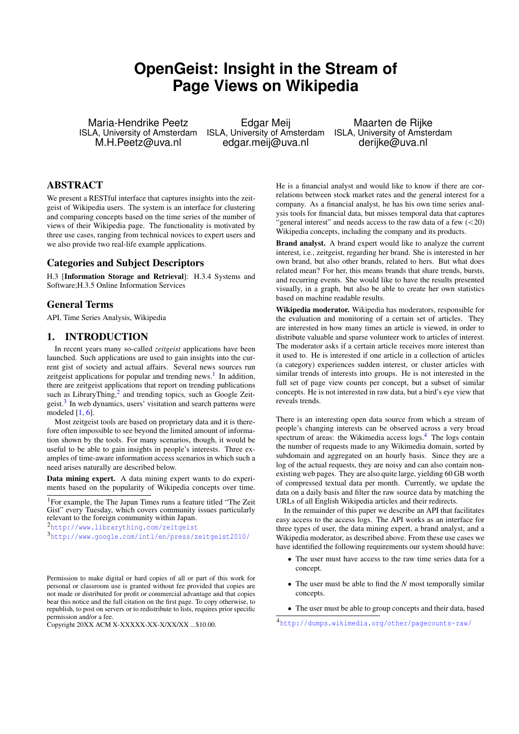# OpenGeist: Insight in the Stream of Page Views on Wikipedia

Maria-Hendrike Peetz
ISLA, University of Amsterdam
M.H.Peetz@uva.nl

Edgar Meij
ISLA, University of Amsterdam
edgar.meij@uva.nl

Maarten de Rijke
ISLA, University of Amsterdam
derijke@uva.nl

## ABSTRACT

We present a RESTful interface that captures insights into the zeitgeist of Wikipedia users. The system is an interface for clustering and comparing concepts based on the time series of the number of views of their Wikipedia page. The functionality is motivated by three use cases, ranging from technical novices to expert users and we also provide two real-life example applications.

## Categories and Subject Descriptors

H.3 [**Information Storage and Retrieval**]: H.3.4 Systems and Software;H.3.5 Online Information Services

## General Terms

API, Time Series Analysis, Wikipedia

## 1. INTRODUCTION

In recent years many so-called *zeitgeist* applications have been launched. Such applications are used to gain insights into the current gist of society and actual affairs. Several news sources run zeitgeist applications for popular and trending news.[1] In addition, there are zeitgeist applications that report on trending publications such as LibraryThing,[2] and trending topics, such as Google Zeitgeist.[3] In web dynamics, users' visitation and search patterns were modeled [1, 6].

Most zeitgeist tools are based on proprietary data and it is therefore often impossible to see beyond the limited amount of information shown by the tools. For many scenarios, though, it would be useful to be able to gain insights in people's interests. Three examples of time-aware information access scenarios in which such a need arises naturally are described below.

**Data mining expert.** A data mining expert wants to do experiments based on the popularity of Wikipedia concepts over time. He is a financial analyst and would like to know if there are correlations between stock market rates and the general interest for a company. As a financial analyst, he has his own time series analysis tools for financial data, but misses temporal data that captures "general interest" and needs access to the raw data of a few (<20) Wikipedia concepts, including the company and its products.

**Brand analyst.** A brand expert would like to analyze the current interest, i.e., zeitgeist, regarding her brand. She is interested in her own brand, but also other brands, related to hers. But what does related mean? For her, this means brands that share trends, bursts, and recurring events. She would like to have the results presented visually, in a graph, but also be able to create her own statistics based on machine readable results.

**Wikipedia moderator.** Wikipedia has moderators, responsible for the evaluation and monitoring of a certain set of articles. They are interested in how many times an article is viewed, in order to distribute valuable and sparse volunteer work to articles of interest. The moderator asks if a certain article receives more interest than it used to. He is interested if one article in a collection of articles (a category) experiences sudden interest, or cluster articles with similar trends of interests into groups. He is not interested in the full set of page view counts per concept, but a subset of similar concepts. He is not interested in raw data, but a bird's eye view that reveals trends.

There is an interesting open data source from which a stream of people's changing interests can be observed across a very broad spectrum of areas: the Wikimedia access logs.[4] The logs contain the number of requests made to any Wikimedia domain, sorted by subdomain and aggregated on an hourly basis. Since they are a log of the actual requests, they are noisy and can also contain non-existing web pages. They are also quite large, yielding 60 GB worth of compressed textual data per month. Currently, we update the data on a daily basis and filter the raw source data by matching the URLs of all English Wikipedia articles and their redirects.

In the remainder of this paper we describe an API that facilitates easy access to the access logs. The API works as an interface for three types of user, the data mining expert, a brand analyst, and a Wikipedia moderator, as described above. From these use cases we have identified the following requirements our system should have:

- The user must have access to the raw time series data for a concept.
- The user must be able to find the *N* most temporally similar concepts.
- The user must be able to group concepts and their data, based

[1] For example, the The Japan Times runs a feature titled "The Zeit Gist" every Tuesday, which covers community issues particularly relevant to the foreign community within Japan.

[2] http://www.librarything.com/zeitgeist

[3] http://www.google.com/intl/en/press/zeitgeist2010/

[4] http://dumps.wikimedia.org/other/pagecounts-raw/

Permission to make digital or hard copies of all or part of this work for personal or classroom use is granted without fee provided that copies are not made or distributed for profit or commercial advantage and that copies bear this notice and the full citation on the first page. To copy otherwise, to republish, to post on servers or to redistribute to lists, requires prior specific permission and/or a fee.
Copyright 20XX ACM X-XXXXX-XX-X/XX/XX ...$10.00.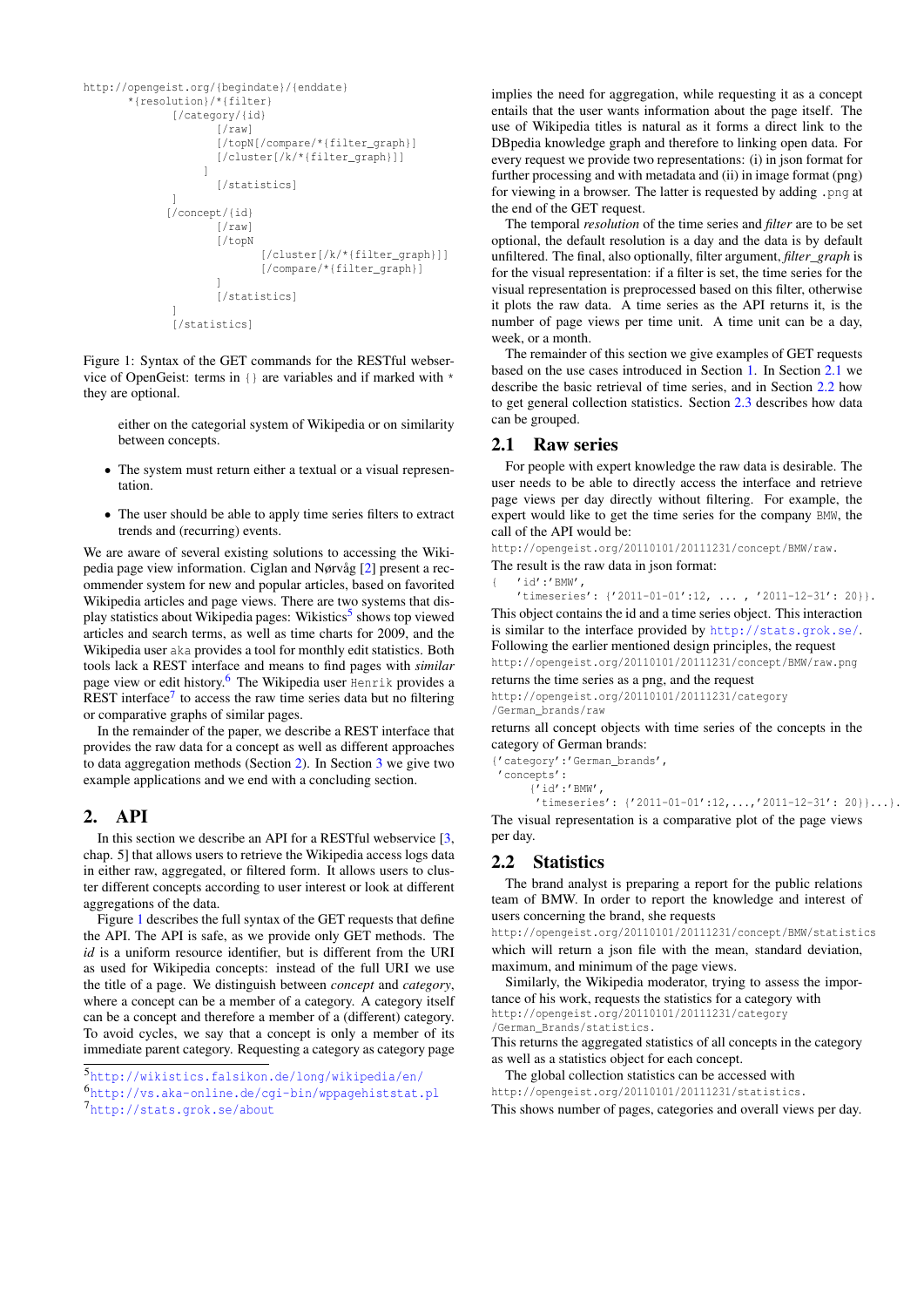```
http://opengeist.org/{begindate}/{enddate}
       *{resolution}/*{filter}
              [/category/{id}
                     [/raw]
                     [/topN[/compare/*{filter_graph}]
                     [/cluster[/k/*{filter_graph}]]
                  ]
                     [/statistics]
              ]
             [/concept/{id}
                     [/raw]
                     [/topN
                            [/cluster[/k/*{filter_graph}]]
                            [/compare/*{filter_graph}]
                     ]
                     [/statistics]
              ]
              [/statistics]
```

Figure 1: Syntax of the GET commands for the RESTful webservice of OpenGeist: terms in {} are variables and if marked with * they are optional.

either on the categorial system of Wikipedia or on similarity between concepts.

- The system must return either a textual or a visual representation.
- The user should be able to apply time series filters to extract trends and (recurring) events.

We are aware of several existing solutions to accessing the Wikipedia page view information. Ciglan and Nørvåg [2] present a recommender system for new and popular articles, based on favorited Wikipedia articles and page views. There are two systems that display statistics about Wikipedia pages: Wikistics[5] shows top viewed articles and search terms, as well as time charts for 2009, and the Wikipedia user aka provides a tool for monthly edit statistics. Both tools lack a REST interface and means to find pages with *similar* page view or edit history.[6] The Wikipedia user Henrik provides a REST interface[7] to access the raw time series data but no filtering or comparative graphs of similar pages.

In the remainder of the paper, we describe a REST interface that provides the raw data for a concept as well as different approaches to data aggregation methods (Section 2). In Section 3 we give two example applications and we end with a concluding section.

## 2. API

In this section we describe an API for a RESTful webservice [3, chap. 5] that allows users to retrieve the Wikipedia access logs data in either raw, aggregated, or filtered form. It allows users to cluster different concepts according to user interest or look at different aggregations of the data.

Figure 1 describes the full syntax of the GET requests that define the API. The API is safe, as we provide only GET methods. The *id* is a uniform resource identifier, but is different from the URI as used for Wikipedia concepts: instead of the full URI we use the title of a page. We distinguish between *concept* and *category*, where a concept can be a member of a category. A category itself can be a concept and therefore a member of a (different) category. To avoid cycles, we say that a concept is only a member of its immediate parent category. Requesting a category as category page implies the need for aggregation, while requesting it as a concept entails that the user wants information about the page itself. The use of Wikipedia titles is natural as it forms a direct link to the DBpedia knowledge graph and therefore to linking open data. For every request we provide two representations: (i) in json format for further processing and with metadata and (ii) in image format (png) for viewing in a browser. The latter is requested by adding .png at the end of the GET request.

The temporal *resolution* of the time series and *filter* are to be set optional, the default resolution is a day and the data is by default unfiltered. The final, also optionally, filter argument, *filter_graph* is for the visual representation: if a filter is set, the time series for the visual representation is preprocessed based on this filter, otherwise it plots the raw data. A time series as the API returns it, is the number of page views per time unit. A time unit can be a day, week, or a month.

The remainder of this section we give examples of GET requests based on the use cases introduced in Section 1. In Section 2.1 we describe the basic retrieval of time series, and in Section 2.2 how to get general collection statistics. Section 2.3 describes how data can be grouped.

### 2.1 Raw series

For people with expert knowledge the raw data is desirable. The user needs to be able to directly access the interface and retrieve page views per day directly without filtering. For example, the expert would like to get the time series for the company BMW, the call of the API would be:

`http://opengeist.org/20110101/20111231/concept/BMW/raw.`

The result is the raw data in json format:

```
{   'id':'BMW',
    'timeseries': {'2011-01-01':12, ... , '2011-12-31': 20}}.
```

This object contains the id and a time series object. This interaction is similar to the interface provided by http://stats.grok.se/. Following the earlier mentioned design principles, the request

`http://opengeist.org/20110101/20111231/concept/BMW/raw.png`

returns the time series as a png, and the request

`http://opengeist.org/20110101/20111231/category/German_brands/raw`

returns all concept objects with time series of the concepts in the category of German brands:

```
{'category':'German_brands',
 'concepts':
      {'id':'BMW',
       'timeseries': {'2011-01-01':12,...,'2011-12-31': 20}}...}.
```

The visual representation is a comparative plot of the page views per day.

### 2.2 Statistics

The brand analyst is preparing a report for the public relations team of BMW. In order to report the knowledge and interest of users concerning the brand, she requests

`http://opengeist.org/20110101/20111231/concept/BMW/statistics`

which will return a json file with the mean, standard deviation, maximum, and minimum of the page views.

Similarly, the Wikipedia moderator, trying to assess the importance of his work, requests the statistics for a category with

`http://opengeist.org/20110101/20111231/category/German_Brands/statistics.`

This returns the aggregated statistics of all concepts in the category as well as a statistics object for each concept.

The global collection statistics can be accessed with

`http://opengeist.org/20110101/20111231/statistics.`

This shows number of pages, categories and overall views per day.

[5] http://wikistics.falsikon.de/long/wikipedia/en/

[6] http://vs.aka-online.de/cgi-bin/wppagehiststat.pl

[7] http://stats.grok.se/about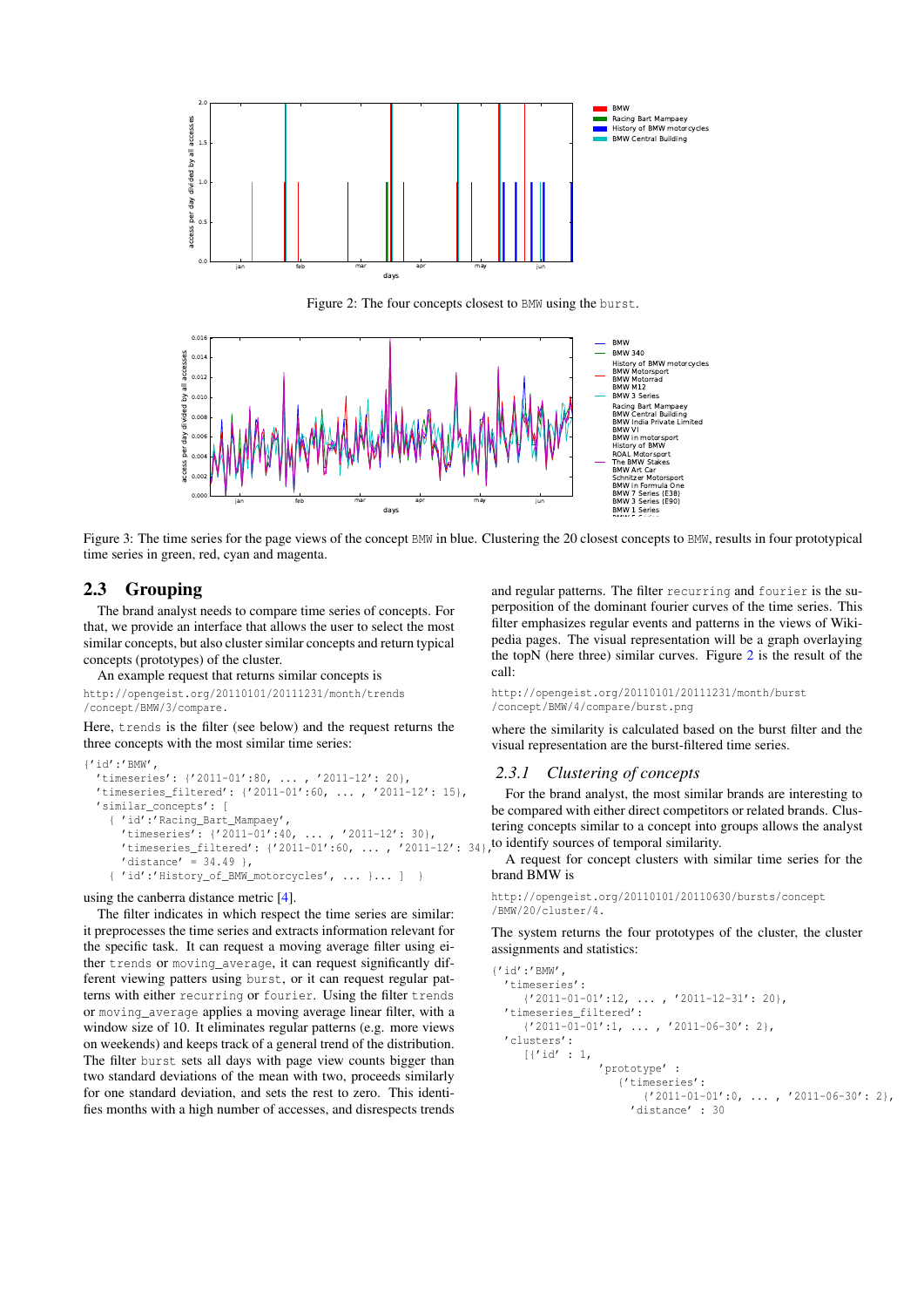Figure 2: The four concepts closest to BMW using the burst.

Figure 3: The time series for the page views of the concept BMW in blue. Clustering the 20 closest concepts to BMW, results in four prototypical time series in green, red, cyan and magenta.

## 2.3 Grouping

The brand analyst needs to compare time series of concepts. For that, we provide an interface that allows the user to select the most similar concepts, but also cluster similar concepts and return typical concepts (prototypes) of the cluster.

An example request that returns similar concepts is

```
http://opengeist.org/20110101/20111231/month/trends
/concept/BMW/3/compare.
```

Here, trends is the filter (see below) and the request returns the three concepts with the most similar time series:

```
{'id':'BMW',
  'timeseries': {'2011-01':80, ... , '2011-12': 20},
  'timeseries_filtered': {'2011-01':60, ... , '2011-12': 15},
  'similar_concepts': [
    { 'id':'Racing_Bart_Mampaey',
      'timeseries': {'2011-01':40, ... , '2011-12': 30},
      'timeseries_filtered': {'2011-01':60, ... , '2011-12': 34},
      'distance' = 34.49 },
    { 'id':'History_of_BMW_motorcycles', ... }... ]  }
```

using the canberra distance metric [4].

The filter indicates in which respect the time series are similar: it preprocesses the time series and extracts information relevant for the specific task. It can request a moving average filter using either trends or moving_average, it can request significantly different viewing patterns using burst, or it can request regular patterns with either recurring or fourier. Using the filter trends or moving_average applies a moving average linear filter, with a window size of 10. It eliminates regular patterns (e.g. more views on weekends) and keeps track of a general trend of the distribution. The filter burst sets all days with page view counts bigger than two standard deviations of the mean with two, proceeds similarly for one standard deviation, and sets the rest to zero. This identifies months with a high number of accesses, and disrespects trends and regular patterns. The filter recurring and fourier is the superposition of the dominant fourier curves of the time series. This filter emphasizes regular events and patterns in the views of Wikipedia pages. The visual representation will be a graph overlaying the topN (here three) similar curves. Figure 2 is the result of the call:

```
http://opengeist.org/20110101/20111231/month/burst
/concept/BMW/4/compare/burst.png
```

where the similarity is calculated based on the burst filter and the visual representation are the burst-filtered time series.

### 2.3.1 *Clustering of concepts*

For the brand analyst, the most similar brands are interesting to be compared with either direct competitors or related brands. Clustering concepts similar to a concept into groups allows the analyst to identify sources of temporal similarity.

A request for concept clusters with similar time series for the brand BMW is

```
http://opengeist.org/20110101/20110630/bursts/concept
/BMW/20/cluster/4.
```

The system returns the four prototypes of the cluster, the cluster assignments and statistics:

```
{'id':'BMW',
  'timeseries':
     {'2011-01-01':12, ... , '2011-12-31': 20},
  'timeseries_filtered':
     {'2011-01-01':1, ... , '2011-06-30': 2},
  'clusters':
     [{'id' : 1,
              'prototype' :
                 {'timeseries':
                    {'2011-01-01':0, ... , '2011-06-30': 2},
                  'distance' : 30
```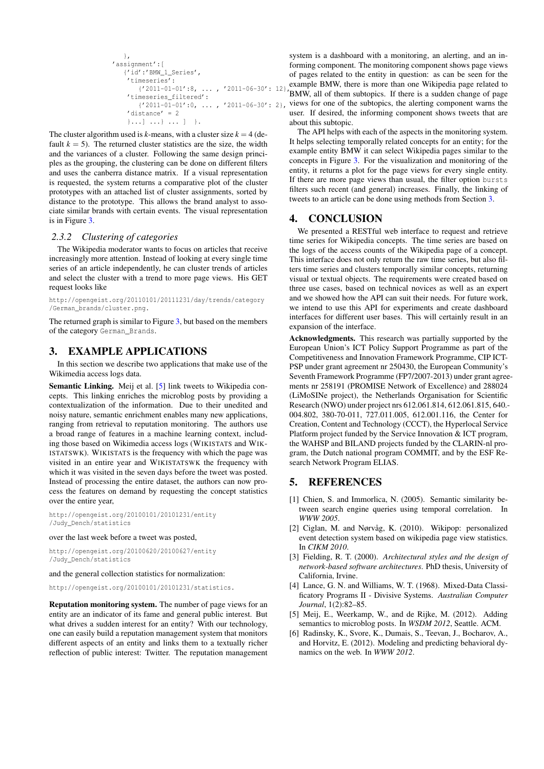```
    },
  'assignment':[
    {'id':'BMW_1_Series',
     'timeseries':
        {'2011-01-01':8, ... , '2011-06-30': 12},
     'timeseries_filtered':
        {'2011-01-01':0, ... , '2011-06-30': 2},
     'distance' = 2
     }...] ...} ... ]  }.
```

The cluster algorithm used is $k$-means, with a cluster size $k = 4$ (default $k = 5$). The returned cluster statistics are the size, the width and the variances of a cluster. Following the same design principles as the grouping, the clustering can be done on different filters and uses the canberra distance matrix. If a visual representation is requested, the system returns a comparative plot of the cluster prototypes with an attached list of cluster assignments, sorted by distance to the prototype. This allows the brand analyst to associate similar brands with certain events. The visual representation is in Figure 3.

### 2.3.2 Clustering of categories

The Wikipedia moderator wants to focus on articles that receive increasingly more attention. Instead of looking at every single time series of an article independently, he can cluster trends of articles and select the cluster with a trend to more page views. His GET request looks like

```
http://opengeist.org/20110101/20111231/day/trends/category
/German_brands/cluster.png.
```

The returned graph is similar to Figure 3, but based on the members of the category German_Brands.

## 3. EXAMPLE APPLICATIONS

In this section we describe two applications that make use of the Wikimedia access logs data.

**Semantic Linking.** Meij et al. [5] link tweets to Wikipedia concepts. This linking enriches the microblog posts by providing a contextualization of the information. Due to their unedited and noisy nature, semantic enrichment enables many new applications, ranging from retrieval to reputation monitoring. The authors use a broad range of features in a machine learning context, including those based on Wikimedia access logs (WIKISTATS and WIKISTATSWK). WIKISTATS is the frequency with which the page was visited in an entire year and WIKISTATSWK the frequency with which it was visited in the seven days before the tweet was posted. Instead of processing the entire dataset, the authors can now process the features on demand by requesting the concept statistics over the entire year,

```
http://opengeist.org/20100101/20101231/entity
/Judy_Dench/statistics
```

over the last week before a tweet was posted,

```
http://opengeist.org/20100620/20100627/entity
/Judy_Dench/statistics
```

and the general collection statistics for normalization:

```
http://opengeist.org/20100101/20101231/statistics.
```

**Reputation monitoring system.** The number of page views for an entity are an indicator of its fame and general public interest. But what drives a sudden interest for an entity? With our technology, one can easily build a reputation management system that monitors different aspects of an entity and links them to a textually richer reflection of public interest: Twitter. The reputation management system is a dashboard with a monitoring, an alerting, and an informing component. The monitoring component shows page views of pages related to the entity in question: as can be seen for the example BMW, there is more than one Wikipedia page related to BMW, all of them subtopics. If there is a sudden change of page views for one of the subtopics, the alerting component warns the user. If desired, the informing component shows tweets that are about this subtopic.

The API helps with each of the aspects in the monitoring system. It helps selecting temporally related concepts for an entity; for the example entity BMW it can select Wikipedia pages similar to the concepts in Figure 3. For the visualization and monitoring of the entity, it returns a plot for the page views for every single entity. If there are more page views than usual, the filter option bursts filters such recent (and general) increases. Finally, the linking of tweets to an article can be done using methods from Section 3.

## 4. CONCLUSION

We presented a RESTful web interface to request and retrieve time series for Wikipedia concepts. The time series are based on the logs of the access counts of the Wikipedia page of a concept. This interface does not only return the raw time series, but also filters time series and clusters temporally similar concepts, returning visual or textual objects. The requirements were created based on three use cases, based on technical novices as well as an expert and we showed how the API can suit their needs. For future work, we intend to use this API for experiments and create dashboard interfaces for different user bases. This will certainly result in an expansion of the interface.

**Acknowledgments.** This research was partially supported by the European Union's ICT Policy Support Programme as part of the Competitiveness and Innovation Framework Programme, CIP ICT-PSP under grant agreement nr 250430, the European Community's Seventh Framework Programme (FP7/2007-2013) under grant agreements nr 258191 (PROMISE Network of Excellence) and 288024 (LiMoSINe project), the Netherlands Organisation for Scientific Research (NWO) under project nrs 612.061.814, 612.061.815, 640.-004.802, 380-70-011, 727.011.005, 612.001.116, the Center for Creation, Content and Technology (CCCT), the Hyperlocal Service Platform project funded by the Service Innovation & ICT program, the WAHSP and BILAND projects funded by the CLARIN-nl program, the Dutch national program COMMIT, and by the ESF Research Network Program ELIAS.

## 5. REFERENCES

[1] Chien, S. and Immorlica, N. (2005). Semantic similarity between search engine queries using temporal correlation. In *WWW 2005*.

[2] Ciglan, M. and Nørvåg, K. (2010). Wikipop: personalized event detection system based on wikipedia page view statistics. In *CIKM 2010*.

[3] Fielding, R. T. (2000). *Architectural styles and the design of network-based software architectures*. PhD thesis, University of California, Irvine.

[4] Lance, G. N. and Williams, W. T. (1968). Mixed-Data Classificatory Programs II - Divisive Systems. *Australian Computer Journal*, 1(2):82–85.

[5] Meij, E., Weerkamp, W., and de Rijke, M. (2012). Adding semantics to microblog posts. In *WSDM 2012*, Seattle. ACM.

[6] Radinsky, K., Svore, K., Dumais, S., Teevan, J., Bocharov, A., and Horvitz, E. (2012). Modeling and predicting behavioral dynamics on the web. In *WWW 2012*.